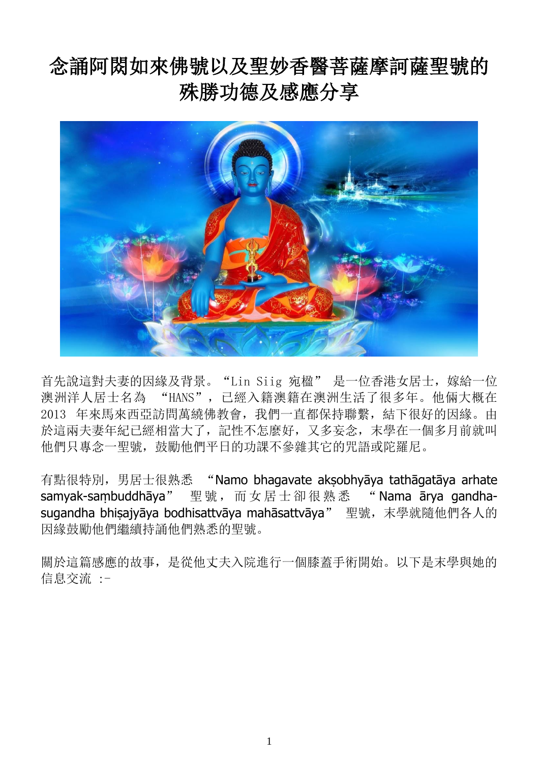# 念誦阿閦如來佛號以及聖妙香醫菩薩摩訶薩聖號的殊勝功德及感應分享

首先說這對夫妻的因緣及背景。“Lin Siig 宛楹” 是一位香港女居士，嫁給一位澳洲洋人居士名為 “HANS”，已經入籍澳籍在澳洲生活了很多年。他倆大概在 2013 年來馬來西亞訪問萬繞佛教會，我們一直都保持聯繫，結下很好的因緣。由於這兩夫妻年紀已經相當大了，記性不怎麼好，又多妄念，末學在一個多月前就叫他們只專念一聖號，鼓勵他們平日的功課不參雜其它的咒語或陀羅尼。

有點很特別，男居士很熟悉 “Namo bhagavate akṣobhyāya tathāgatāya arhate samyak-saṃbuddhāya” 聖號，而女居士卻很熟悉 “Nama ārya gandha-sugandha bhiṣajyāya bodhisattvāya mahāsattvāya” 聖號，末學就隨他們各人的因緣鼓勵他們繼續持誦他們熟悉的聖號。

關於這篇感應的故事，是從他丈夫入院進行一個膝蓋手術開始。以下是末學與她的信息交流 :-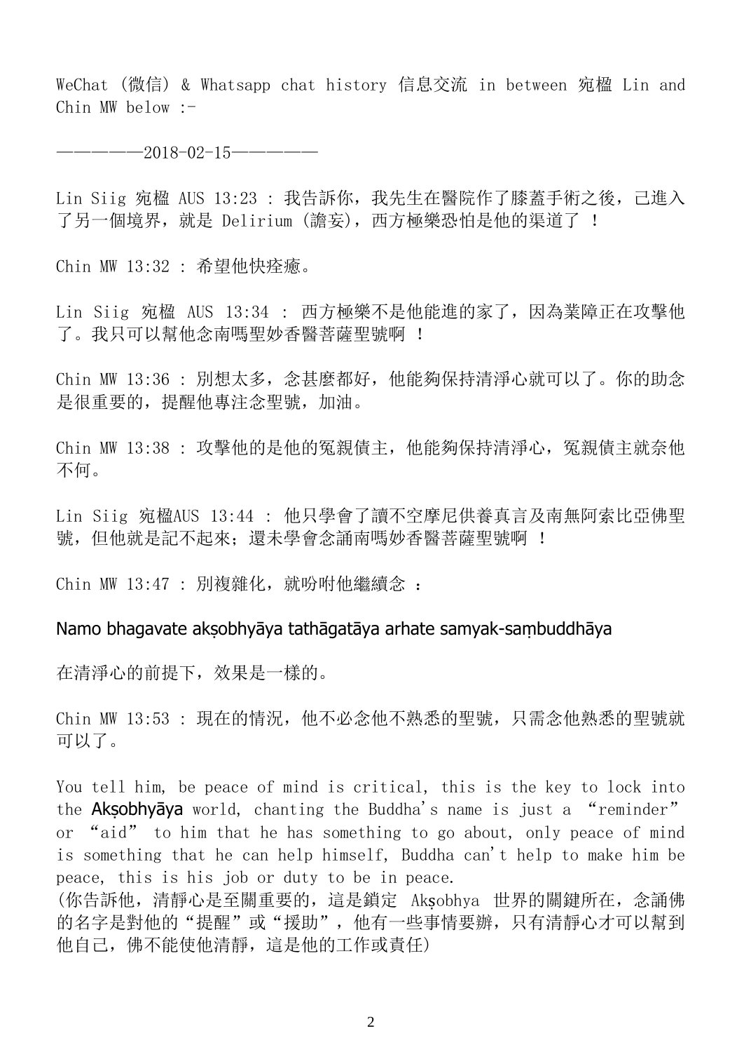WeChat (微信) & Whatsapp chat history 信息交流 in between 宛楹 Lin and Chin MW below :-

——————2018-02-15——————

Lin Siig 宛楹 AUS 13:23 : 我告訴你，我先生在醫院作了膝蓋手術之後，已進入了另一個境界，就是 Delirium (譫妄)，西方極樂恐怕是他的渠道了 ！

Chin MW 13:32 : 希望他快痊癒。

Lin Siig 宛楹 AUS 13:34 : 西方極樂不是他能進的家了，因為業障正在攻擊他了。我只可以幫他念南嗎聖妙香醫菩薩聖號啊 ！

Chin MW 13:36 : 別想太多，念甚麼都好，他能夠保持清淨心就可以了。你的助念是很重要的，提醒他專注念聖號，加油。

Chin MW 13:38 : 攻擊他的是他的冤親債主，他能夠保持清淨心，冤親債主就奈他不何。

Lin Siig 宛楹AUS 13:44 : 他只學會了讀不空摩尼供養真言及南無阿索比亞佛聖號，但他就是記不起來；還未學會念誦南嗎妙香醫菩薩聖號啊 ！

Chin MW 13:47 : 別複雜化，就吩咐他繼續念 ：

Namo bhagavate akṣobhyāya tathāgatāya arhate samyak-saṃbuddhāya

在清淨心的前提下，效果是一樣的。

Chin MW 13:53 : 現在的情況，他不必念他不熟悉的聖號，只需念他熟悉的聖號就可以了。

You tell him, be peace of mind is critical, this is the key to lock into the **Akṣobhyāya** world, chanting the Buddha's name is just a "reminder" or "aid" to him that he has something to go about, only peace of mind is something that he can help himself, Buddha can't help to make him be peace, this is his job or duty to be in peace.
(你告訴他，清靜心是至關重要的，這是鎖定 Akṣobhya 世界的關鍵所在，念誦佛的名字是對他的"提醒"或"援助"，他有一些事情要辦，只有清靜心才可以幫到他自己，佛不能使他清靜，這是他的工作或責任)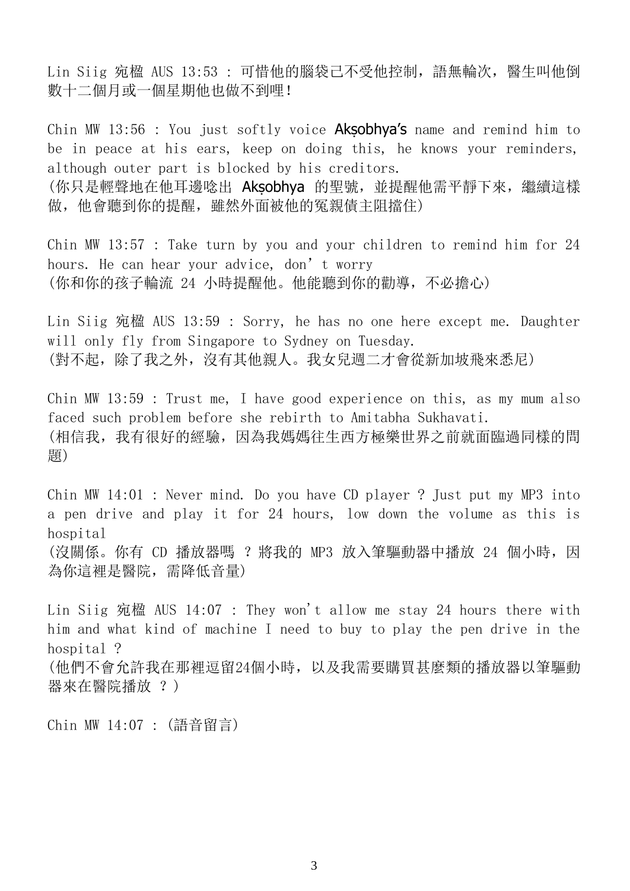Lin Siig 宛楹 AUS 13:53 : 可惜他的腦袋己不受他控制，語無輪次，醫生叫他倒數十二個月或一個星期他也做不到哩！

Chin MW 13:56 : You just softly voice **Akṣobhya's** name and remind him to be in peace at his ears, keep on doing this, he knows your reminders, although outer part is blocked by his creditors.
(你只是輕聲地在他耳邊唸出 **Akṣobhya** 的聖號，並提醒他需平靜下來，繼續這樣做，他會聽到你的提醒，雖然外面被他的冤親債主阻擋住)

Chin MW 13:57 : Take turn by you and your children to remind him for 24 hours. He can hear your advice, don't worry
(你和你的孩子輪流 24 小時提醒他。他能聽到你的勸導，不必擔心)

Lin Siig 宛楹 AUS 13:59 : Sorry, he has no one here except me. Daughter will only fly from Singapore to Sydney on Tuesday.
(對不起，除了我之外，沒有其他親人。我女兒週二才會從新加坡飛來悉尼)

Chin MW 13:59 : Trust me, I have good experience on this, as my mum also faced such problem before she rebirth to Amitabha Sukhavati.
(相信我，我有很好的經驗，因為我媽媽往生西方極樂世界之前就面臨過同樣的問題)

Chin MW 14:01 : Never mind. Do you have CD player ? Just put my MP3 into a pen drive and play it for 24 hours, low down the volume as this is hospital
(沒關係。你有 CD 播放器嗎 ? 將我的 MP3 放入筆驅動器中播放 24 個小時，因為你這裡是醫院，需降低音量)

Lin Siig 宛楹 AUS 14:07 : They won't allow me stay 24 hours there with him and what kind of machine I need to buy to play the pen drive in the hospital ?
(他們不會允許我在那裡逗留24個小時，以及我需要購買甚麼類的播放器以筆驅動器來在醫院播放 ? )

Chin MW 14:07 : (語音留言)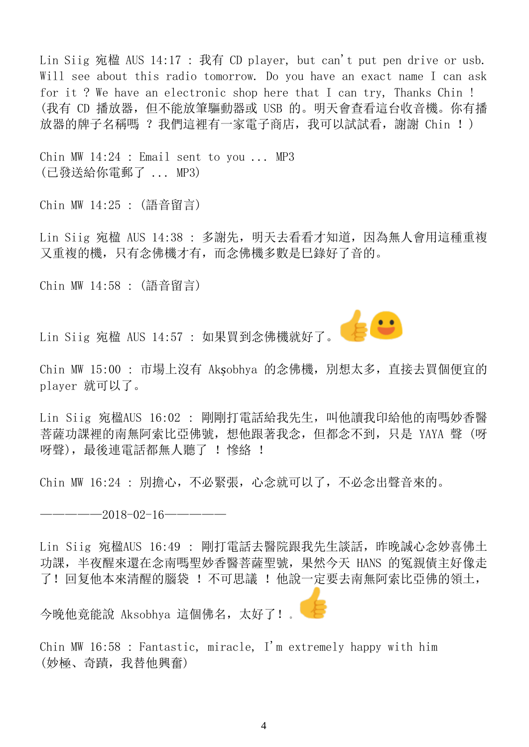Lin Siig 宛楹 AUS 14:17 : 我有 CD player, but can't put pen drive or usb. Will see about this radio tomorrow. Do you have an exact name I can ask for it ? We have an electronic shop here that I can try, Thanks Chin !
(我有 CD 播放器，但不能放筆驅動器或 USB 的。明天會查看這台收音機。你有播放器的牌子名稱嗎 ? 我們這裡有一家電子商店，我可以試試看，謝謝 Chin ! )

Chin MW 14:24 : Email sent to you ... MP3
(已發送給你電郵了 ... MP3)

Chin MW 14:25 : (語音留言)

Lin Siig 宛楹 AUS 14:38 : 多謝先，明天去看看才知道，因為無人會用這種重複又重複的機，只有念佛機才有，而念佛機多數是已錄好了音的。

Chin MW 14:58 : (語音留言)

Lin Siig 宛楹 AUS 14:57 : 如果買到念佛機就好了。👍😃

Chin MW 15:00 : 市場上沒有 Akṣobhya 的念佛機，別想太多，直接去買個便宜的 player 就可以了。

Lin Siig 宛楹AUS 16:02 : 剛剛打電話給我先生，叫他讀我印給他的南嗎妙香醫菩薩功課裡的南無阿索比亞佛號，想他跟著我念，但都念不到，只是 YAYA 聲 (呀呀聲)，最後連電話都無人聽了 ! 慘絡 !

Chin MW 16:24 : 別擔心，不必緊張，心念就可以了，不必念出聲音來的。

——————2018-02-16——————

Lin Siig 宛楹AUS 16:49 : 剛打電話去醫院跟我先生談話，昨晚誠心念妙喜佛土功課，半夜醒來還在念南嗎聖妙香醫菩薩聖號，果然今天 HANS 的冤親債主好像走了! 回复他本來清醒的腦袋 ! 不可思議 ! 他說一定要去南無阿索比亞佛的領土，今晚他竟能說 Aksobhya 這個佛名，太好了! 。👍

Chin MW 16:58 : Fantastic, miracle, I'm extremely happy with him
(妙極、奇蹟，我替他興奮)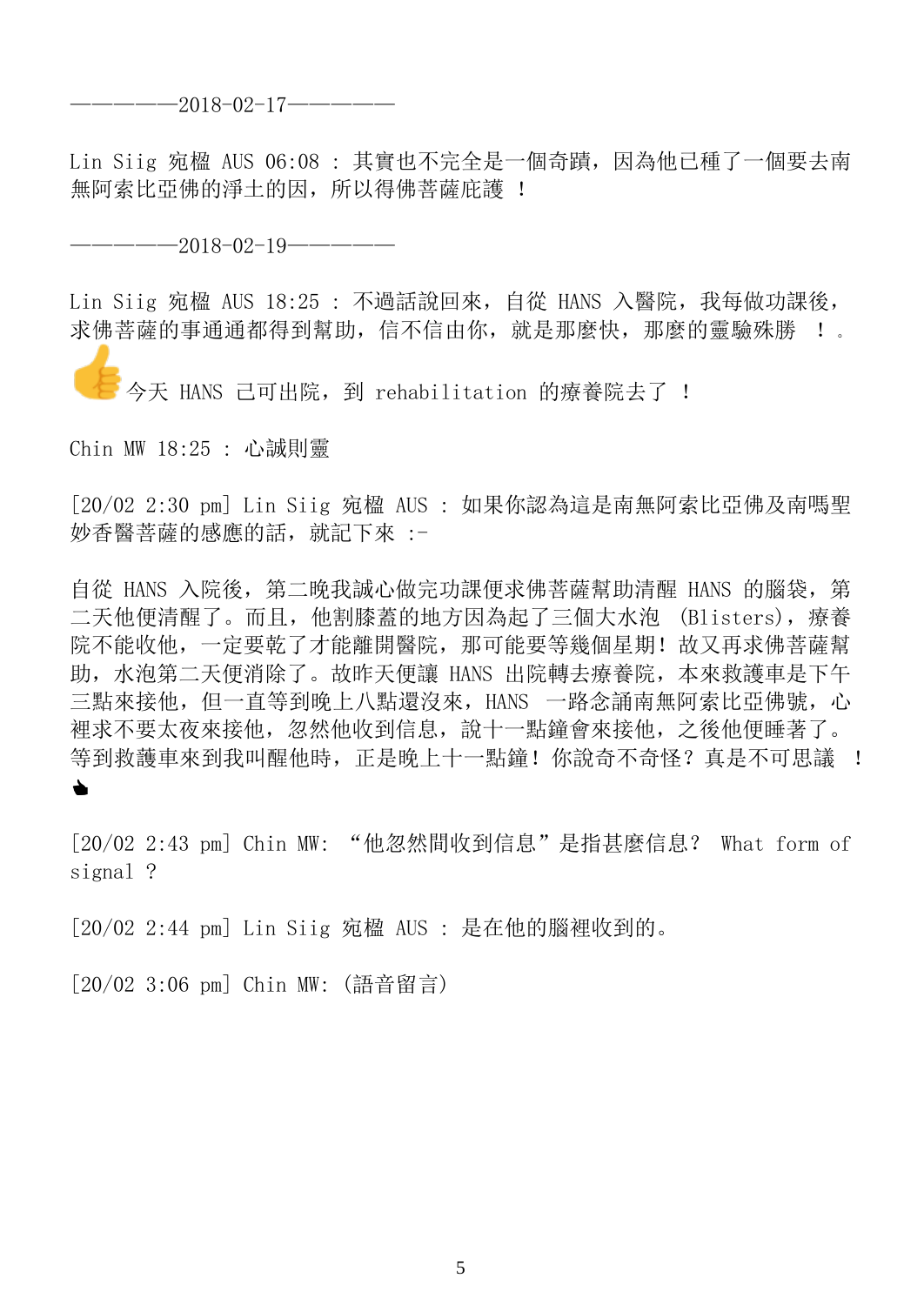————————2018-02-17————————

Lin Siig 宛楹 AUS 06:08 ： 其實也不完全是一個奇蹟，因為他已種了一個要去南無阿索比亞佛的淨土的因，所以得佛菩薩庇護 ！

————————2018-02-19————————

Lin Siig 宛楹 AUS 18:25 ： 不過話說回來，自從 HANS 入醫院，我每做功課後，求佛菩薩的事通通都得到幫助，信不信由你，就是那麼快，那麼的靈驗殊勝 ！。 👍今天 HANS 已可出院，到 rehabilitation 的療養院去了 ！

Chin MW 18:25 ： 心誠則靈

[20/02 2:30 pm] Lin Siig 宛楹 AUS ： 如果你認為這是南無阿索比亞佛及南嗎聖妙香醫菩薩的感應的話，就記下來 :-

自從 HANS 入院後，第二晚我誠心做完功課便求佛菩薩幫助清醒 HANS 的腦袋，第二天他便清醒了。而且，他割膝蓋的地方因為起了三個大水泡 (Blisters)，療養院不能收他，一定要乾了才能離開醫院，那可能要等幾個星期！故又再求佛菩薩幫助，水泡第二天便消除了。故昨天便讓 HANS 出院轉去療養院，本來救護車是下午三點來接他，但一直等到晚上八點還沒來，HANS 一路念誦南無阿索比亞佛號，心裡求不要太夜來接他，忽然他收到信息，說十一點鐘會來接他，之後他便睡著了。等到救護車來到我叫醒他時，正是晚上十一點鐘！你說奇不奇怪？真是不可思議 ！👆

[20/02 2:43 pm] Chin MW: “他忽然間收到信息”是指甚麼信息？ What form of signal ？

[20/02 2:44 pm] Lin Siig 宛楹 AUS ： 是在他的腦裡收到的。

[20/02 3:06 pm] Chin MW: (語音留言)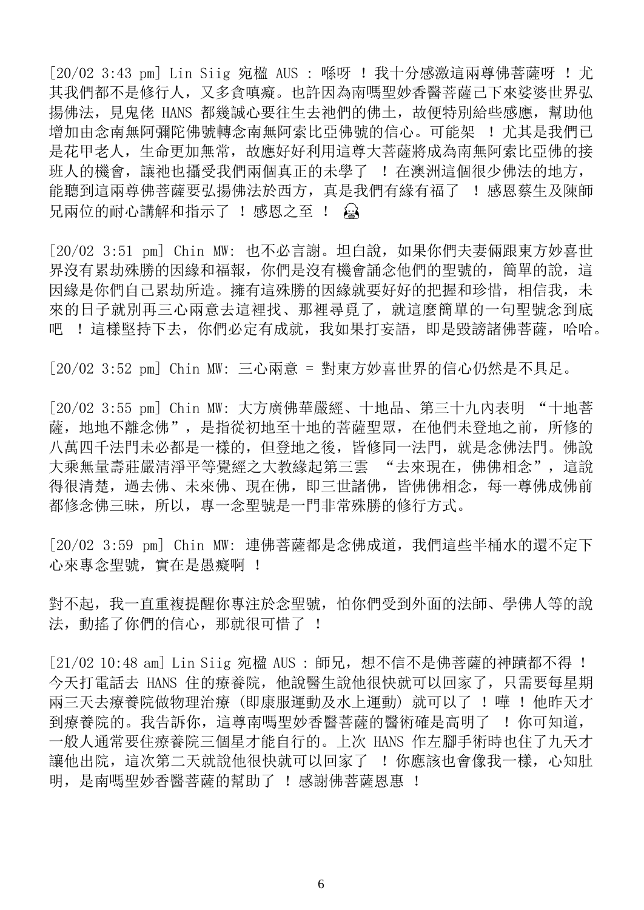[20/02 3:43 pm] Lin Siig 宛楹 AUS : 喺呀 ！我十分感激這兩尊佛菩薩呀 ！尤其我們都不是修行人，又多貪嗔癡。也許因為南嗎聖妙香醫菩薩己下來娑婆世界弘揚佛法，見鬼佬 HANS 都幾誠心要往生去祂們的佛土，故便特別給些感應，幫助他增加由念南無阿彌陀佛號轉念南無阿索比亞佛號的信心。可能架 ！尤其是我們已是花甲老人，生命更加無常，故應好好利用這尊大菩薩將成為南無阿索比亞佛的接班人的機會，讓祂也攝受我們兩個真正的未學了 ！在澳洲這個很少佛法的地方，能聽到這兩尊佛菩薩要弘揚佛法於西方，真是我們有緣有福了 ！感恩蔡生及陳師兄兩位的耐心講解和指示了 ！感恩之至 ！

[20/02 3:51 pm] Chin MW: 也不必言謝。坦白說，如果你們夫妻倆跟東方妙喜世界沒有累劫殊勝的因緣和福報，你們是沒有機會誦念他們的聖號的，簡單的說，這因緣是你們自己累劫所造。擁有這殊勝的因緣就要好好的把握和珍惜，相信我，未來的日子就別再三心兩意去這裡找、那裡尋覓了，就這麼簡單的一句聖號念到底吧 ！這樣堅持下去，你們必定有成就，我如果打妄語，即是毀謗諸佛菩薩，哈哈。

[20/02 3:52 pm] Chin MW: 三心兩意 = 對東方妙喜世界的信心仍然是不具足。

[20/02 3:55 pm] Chin MW: 大方廣佛華嚴經、十地品、第三十九內表明 "十地菩薩，地地不離念佛"，是指從初地至十地的菩薩聖眾，在他們未登地之前，所修的八萬四千法門未必都是一樣的，但登地之後，皆修同一法門，就是念佛法門。佛說大乘無量壽莊嚴清淨平等覺經之大教緣起第三雲 "去來現在，佛佛相念"，這說得很清楚，過去佛、未來佛、現在佛，即三世諸佛，皆佛佛相念，每一尊佛成佛前都修念佛三昧，所以，專一念聖號是一門非常殊勝的修行方式。

[20/02 3:59 pm] Chin MW: 連佛菩薩都是念佛成道，我們這些半桶水的還不定下心來專念聖號，實在是愚癡啊 ！

對不起，我一直重複提醒你專注於念聖號，怕你們受到外面的法師、學佛人等的說法，動搖了你們的信心，那就很可惜了 ！

[21/02 10:48 am] Lin Siig 宛楹 AUS : 師兄，想不信不是佛菩薩的神蹟都不得 ！今天打電話去 HANS 住的療養院，他說醫生說他很快就可以回家了，只需要每星期兩三天去療養院做物理治療 (即康服運動及水上運動) 就可以了 ！嘩 ！他昨天才到療養院的。我告訴你，這尊南嗎聖妙香醫菩薩的醫術確是高明了 ！你可知道，一般人通常要住療養院三個星才能自行的。上次 HANS 作左腳手術時也住了九天才讓他出院，這次第二天就說他很快就可以回家了 ！你應該也會像我一樣，心知肚明，是南嗎聖妙香醫菩薩的幫助了 ！感謝佛菩薩恩惠 ！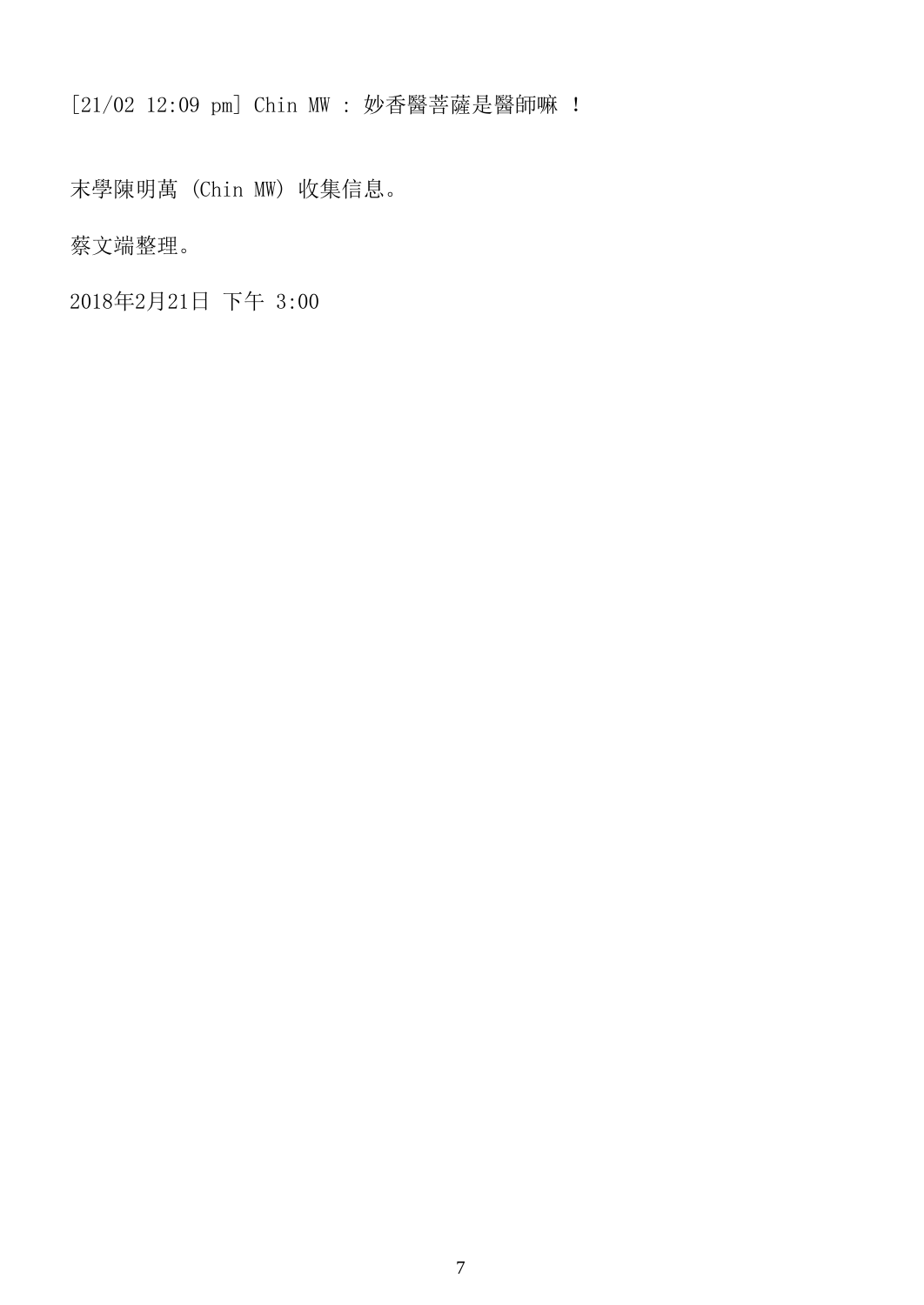[21/02 12:09 pm] Chin MW : 妙香醫菩薩是醫師嘛 !

末學陳明萬 (Chin MW) 收集信息。

蔡文端整理。

2018年2月21日 下午 3:00